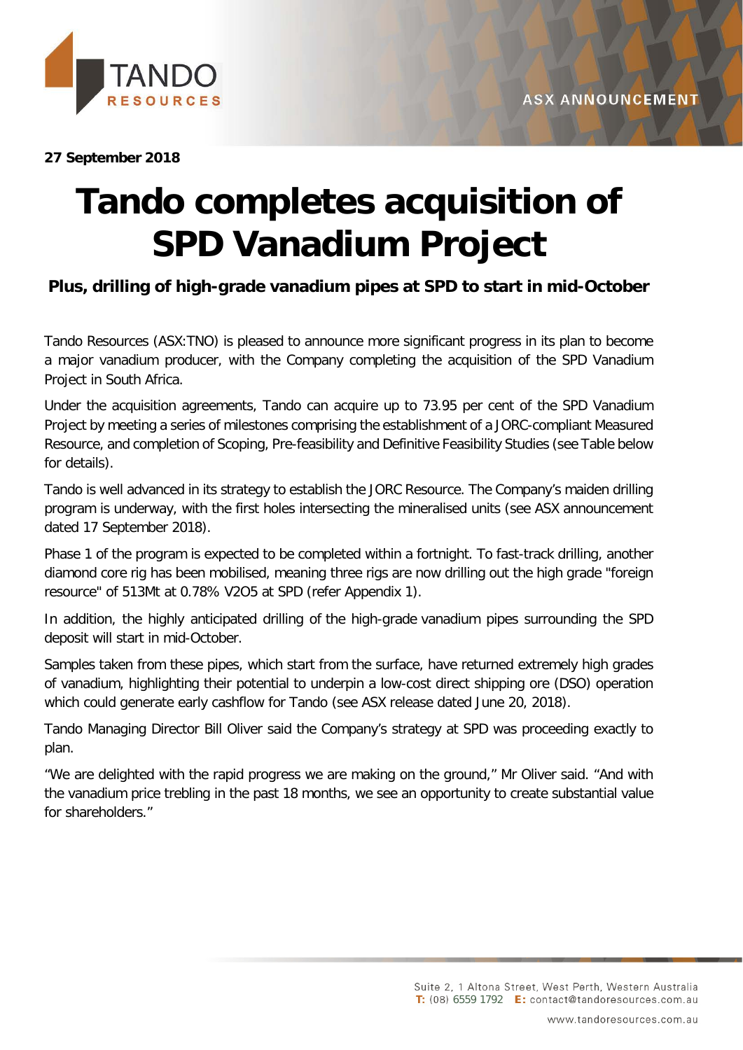27 September 2018

# Tando completes acquisition of SPD Vanadium Project

### Plus, drilling of high-grade vanadium pipes at SPD to start in mid-October

Tando Resources (ASX:TNO) is pleased to announce more significant progress in its plan to become a major vanadium producer, with the Company completing the acquisition of the SPD Vanadium Project in South Africa.

Under the acquisition agreements, Tando can acquire up to 73.95 per cent of the SPD Vanadium Project by meeting a series of milestones comprising the establishment of a JORC-compliant Measured Resource, and completion of Scoping, Pre-feasibility and Definitive Feasibility Studies (see Table below for details).

Tando is well advanced in its strategy to establish the JORC Resource. The Company's maiden drilling program is underway, with the first holes intersecting the mineralised units (see ASX announcement dated 17 September 2018).

Phase 1 of the program is expected to be completed within a fortnight. To fast-track drilling, another diamond core rig has been mobilised, meaning three rigs are now drilling out the high grade "foreign resource" of 513Mt at 0.78% $V_2O_5$ at SPD (refer Appendix 1).

In addition, the highly anticipated drilling of the high-grade vanadium pipes surrounding the SPD deposit will start in mid-October.

Samples taken from these pipes, which start from the surface, have returned extremely high grades of vanadium, highlighting their potential to underpin a low-cost direct shipping ore (DSO) operation which could generate early cashflow for Tando (see ASX release dated June 20, 2018).

Tando Managing Director Bill Oliver said the Company's strategy at SPD was proceeding exactly to plan.

"We are delighted with the rapid progress we are making on the ground," Mr Oliver said. "And with the vanadium price trebling in the past 18 months, we see an opportunity to create substantial value for shareholders."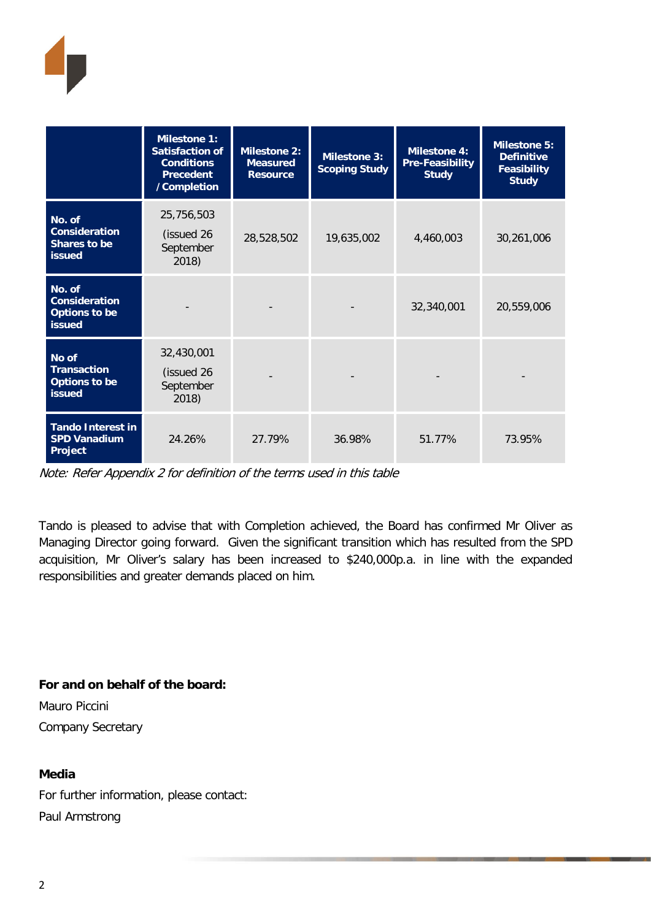| | Milestone 1: Satisfaction of Conditions Precedent / Completion | Milestone 2: Measured Resource | Milestone 3: Scoping Study | Milestone 4: Pre-Feasibility Study | Milestone 5: Definitive Feasibility Study |
|---|---|---|---|---|---|
| **No. of Consideration Shares to be issued** | 25,756,503 (issued 26 September 2018) | 28,528,502 | 19,635,002 | 4,460,003 | 30,261,006 |
| **No. of Consideration Options to be issued** | - | - | - | 32,340,001 | 20,559,006 |
| **No of Transaction Options to be issued** | 32,430,001 (issued 26 September 2018) | - | - | - | - |
| **Tando Interest in SPD Vanadium Project** | 24.26% | 27.79% | 36.98% | 51.77% | 73.95% |

*Note: Refer Appendix 2 for definition of the terms used in this table*

Tando is pleased to advise that with Completion achieved, the Board has confirmed Mr Oliver as Managing Director going forward. Given the significant transition which has resulted from the SPD acquisition, Mr Oliver's salary has been increased to $240,000p.a. in line with the expanded responsibilities and greater demands placed on him.

**For and on behalf of the board:**

Mauro Piccini

Company Secretary

**Media**

For further information, please contact:

Paul Armstrong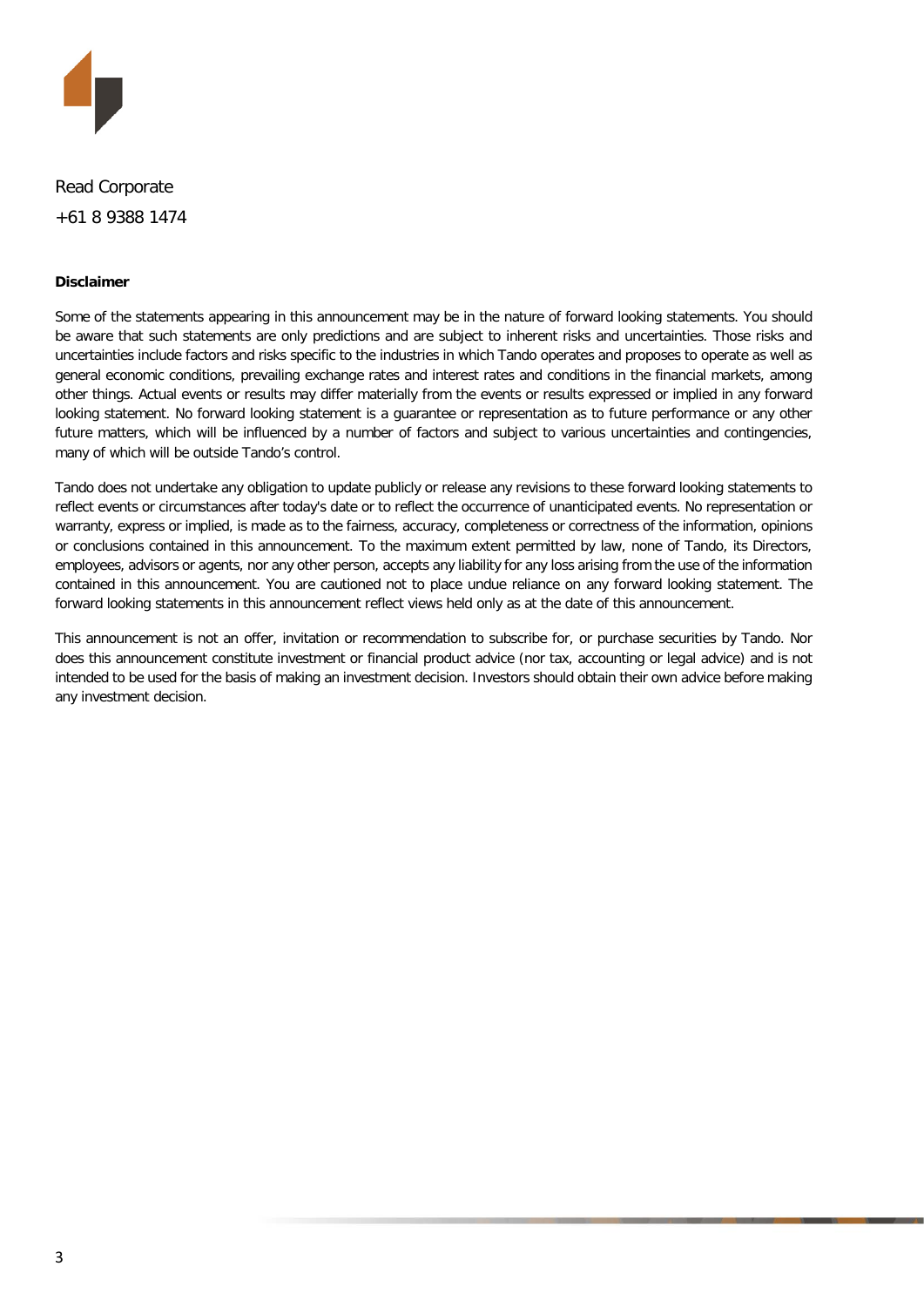Read Corporate

+61 8 9388 1474

**Disclaimer**

Some of the statements appearing in this announcement may be in the nature of forward looking statements. You should be aware that such statements are only predictions and are subject to inherent risks and uncertainties. Those risks and uncertainties include factors and risks specific to the industries in which Tando operates and proposes to operate as well as general economic conditions, prevailing exchange rates and interest rates and conditions in the financial markets, among other things. Actual events or results may differ materially from the events or results expressed or implied in any forward looking statement. No forward looking statement is a guarantee or representation as to future performance or any other future matters, which will be influenced by a number of factors and subject to various uncertainties and contingencies, many of which will be outside Tando's control.

Tando does not undertake any obligation to update publicly or release any revisions to these forward looking statements to reflect events or circumstances after today's date or to reflect the occurrence of unanticipated events. No representation or warranty, express or implied, is made as to the fairness, accuracy, completeness or correctness of the information, opinions or conclusions contained in this announcement. To the maximum extent permitted by law, none of Tando, its Directors, employees, advisors or agents, nor any other person, accepts any liability for any loss arising from the use of the information contained in this announcement. You are cautioned not to place undue reliance on any forward looking statement. The forward looking statements in this announcement reflect views held only as at the date of this announcement.

This announcement is not an offer, invitation or recommendation to subscribe for, or purchase securities by Tando. Nor does this announcement constitute investment or financial product advice (nor tax, accounting or legal advice) and is not intended to be used for the basis of making an investment decision. Investors should obtain their own advice before making any investment decision.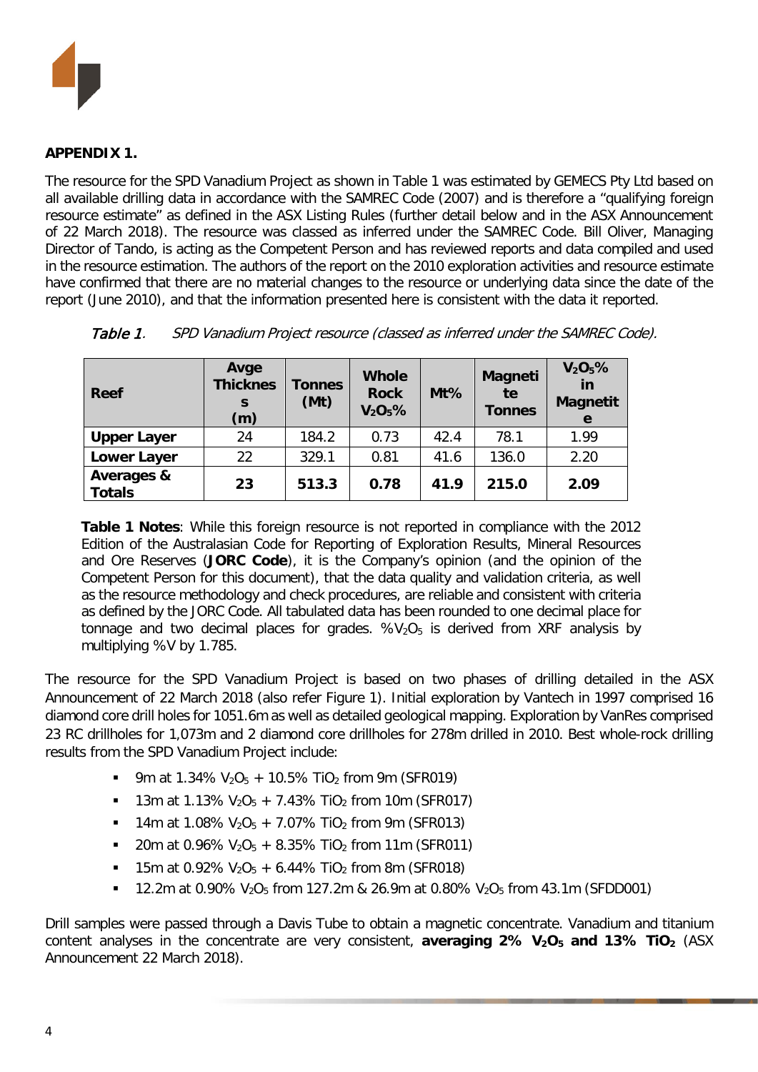**APPENDIX 1.**

The resource for the SPD Vanadium Project as shown in Table 1 was estimated by GEMECS Pty Ltd based on all available drilling data in accordance with the SAMREC Code (2007) and is therefore a "qualifying foreign resource estimate" as defined in the ASX Listing Rules (further detail below and in the ASX Announcement of 22 March 2018). The resource was classed as inferred under the SAMREC Code. Bill Oliver, Managing Director of Tando, is acting as the Competent Person and has reviewed reports and data compiled and used in the resource estimation. The authors of the report on the 2010 exploration activities and resource estimate have confirmed that there are no material changes to the resource or underlying data since the date of the report (June 2010), and that the information presented here is consistent with the data it reported.

*Table 1. SPD Vanadium Project resource (classed as inferred under the SAMREC Code).*

| Reef | Avge Thickness (m) | Tonnes (Mt) | Whole Rock $V_2O_5$% | Mt% | Magnetite Tonnes | $V_2O_5$% in Magnetite |
|---|---|---|---|---|---|---|
| **Upper Layer** | 24 | 184.2 | 0.73 | 42.4 | 78.1 | 1.99 |
| **Lower Layer** | 22 | 329.1 | 0.81 | 41.6 | 136.0 | 2.20 |
| **Averages & Totals** | **23** | **513.3** | **0.78** | **41.9** | **215.0** | **2.09** |

**Table 1 Notes**: While this foreign resource is not reported in compliance with the 2012 Edition of the Australasian Code for Reporting of Exploration Results, Mineral Resources and Ore Reserves (**JORC Code**), it is the Company's opinion (and the opinion of the Competent Person for this document), that the data quality and validation criteria, as well as the resource methodology and check procedures, are reliable and consistent with criteria as defined by the JORC Code. All tabulated data has been rounded to one decimal place for tonnage and two decimal places for grades. %$V_2O_5$ is derived from XRF analysis by multiplying %V by 1.785.

The resource for the SPD Vanadium Project is based on two phases of drilling detailed in the ASX Announcement of 22 March 2018 (also refer Figure 1). Initial exploration by Vantech in 1997 comprised 16 diamond core drill holes for 1051.6m as well as detailed geological mapping. Exploration by VanRes comprised 23 RC drillholes for 1,073m and 2 diamond core drillholes for 278m drilled in 2010. Best whole-rock drilling results from the SPD Vanadium Project include:

- 9m at 1.34% $V_2O_5$ + 10.5% $TiO_2$ from 9m (SFR019)
- 13m at 1.13% $V_2O_5$ + 7.43% $TiO_2$ from 10m (SFR017)
- 14m at 1.08% $V_2O_5$ + 7.07% $TiO_2$ from 9m (SFR013)
- 20m at 0.96% $V_2O_5$ + 8.35% $TiO_2$ from 11m (SFR011)
- 15m at 0.92% $V_2O_5$ + 6.44% $TiO_2$ from 8m (SFR018)
- 12.2m at 0.90% $V_2O_5$ from 127.2m & 26.9m at 0.80% $V_2O_5$ from 43.1m (SFDD001)

Drill samples were passed through a Davis Tube to obtain a magnetic concentrate. Vanadium and titanium content analyses in the concentrate are very consistent, **averaging 2% $V_2O_5$ and 13% $TiO_2$** (ASX Announcement 22 March 2018).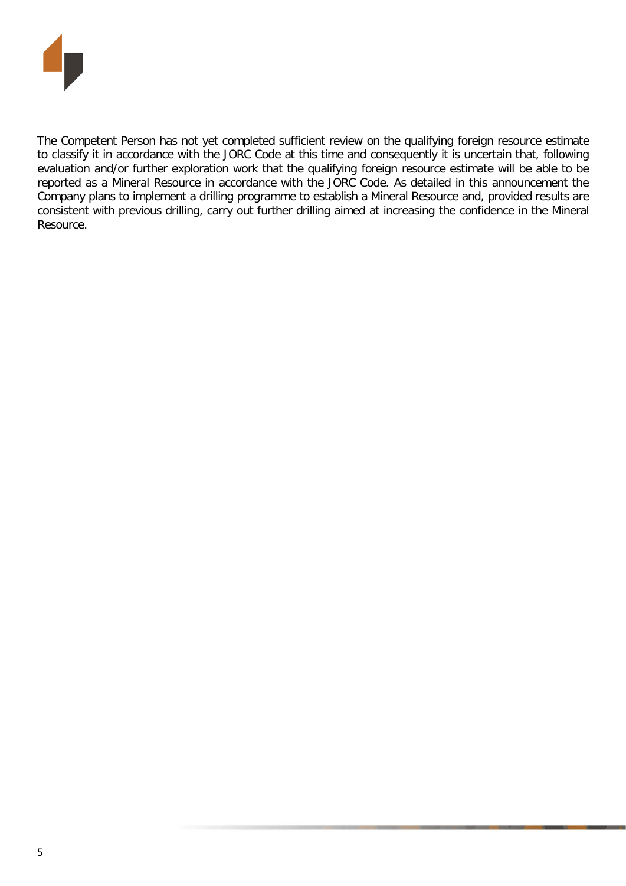The Competent Person has not yet completed sufficient review on the qualifying foreign resource estimate to classify it in accordance with the JORC Code at this time and consequently it is uncertain that, following evaluation and/or further exploration work that the qualifying foreign resource estimate will be able to be reported as a Mineral Resource in accordance with the JORC Code. As detailed in this announcement the Company plans to implement a drilling programme to establish a Mineral Resource and, provided results are consistent with previous drilling, carry out further drilling aimed at increasing the confidence in the Mineral Resource.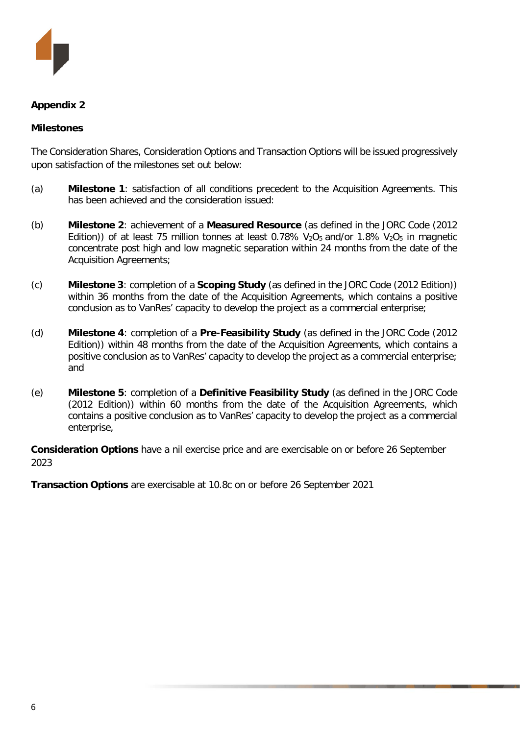**Appendix 2**

**Milestones**

The Consideration Shares, Consideration Options and Transaction Options will be issued progressively upon satisfaction of the milestones set out below:

(a) **Milestone 1**: satisfaction of all conditions precedent to the Acquisition Agreements. This has been achieved and the consideration issued:

(b) **Milestone 2**: achievement of a **Measured Resource** (as defined in the JORC Code (2012 Edition)) of at least 75 million tonnes at least 0.78% $V_2O_5$ and/or 1.8% $V_2O_5$ in magnetic concentrate post high and low magnetic separation within 24 months from the date of the Acquisition Agreements;

(c) **Milestone 3**: completion of a **Scoping Study** (as defined in the JORC Code (2012 Edition)) within 36 months from the date of the Acquisition Agreements, which contains a positive conclusion as to VanRes' capacity to develop the project as a commercial enterprise;

(d) **Milestone 4**: completion of a **Pre-Feasibility Study** (as defined in the JORC Code (2012 Edition)) within 48 months from the date of the Acquisition Agreements, which contains a positive conclusion as to VanRes' capacity to develop the project as a commercial enterprise; and

(e) **Milestone 5**: completion of a **Definitive Feasibility Study** (as defined in the JORC Code (2012 Edition)) within 60 months from the date of the Acquisition Agreements, which contains a positive conclusion as to VanRes' capacity to develop the project as a commercial enterprise,

**Consideration Options** have a nil exercise price and are exercisable on or before 26 September 2023

**Transaction Options** are exercisable at 10.8c on or before 26 September 2021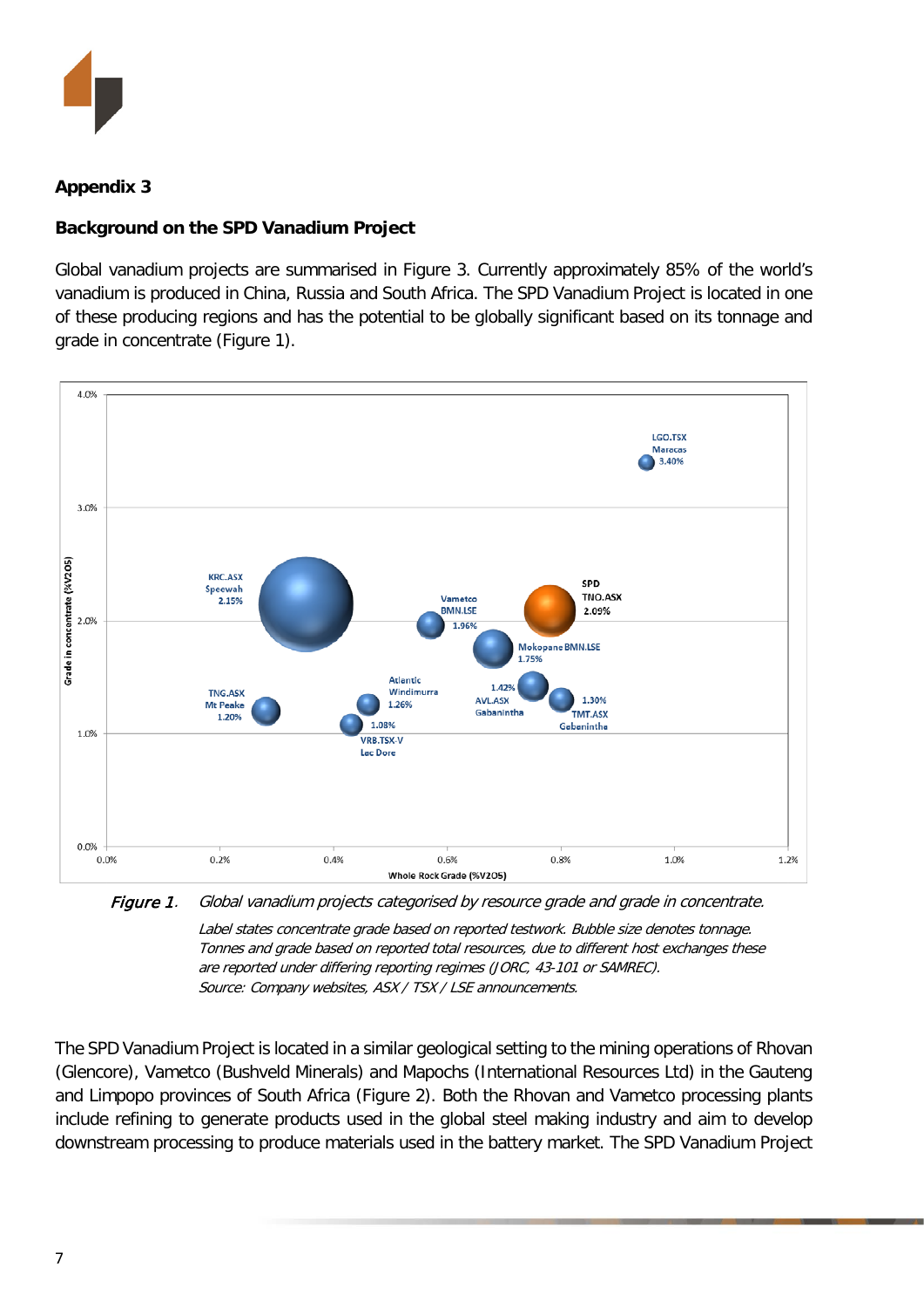## Appendix 3

### Background on the SPD Vanadium Project

Global vanadium projects are summarised in Figure 3. Currently approximately 85% of the world's vanadium is produced in China, Russia and South Africa. The SPD Vanadium Project is located in one of these producing regions and has the potential to be globally significant based on its tonnage and grade in concentrate (Figure 1).

*Figure 1. Global vanadium projects categorised by resource grade and grade in concentrate.*

*Label states concentrate grade based on reported testwork. Bubble size denotes tonnage. Tonnes and grade based on reported total resources, due to different host exchanges these are reported under differing reporting regimes (JORC, 43-101 or SAMREC).*
*Source: Company websites, ASX / TSX / LSE announcements.*

The SPD Vanadium Project is located in a similar geological setting to the mining operations of Rhovan (Glencore), Vametco (Bushveld Minerals) and Mapochs (International Resources Ltd) in the Gauteng and Limpopo provinces of South Africa (Figure 2). Both the Rhovan and Vametco processing plants include refining to generate products used in the global steel making industry and aim to develop downstream processing to produce materials used in the battery market. The SPD Vanadium Project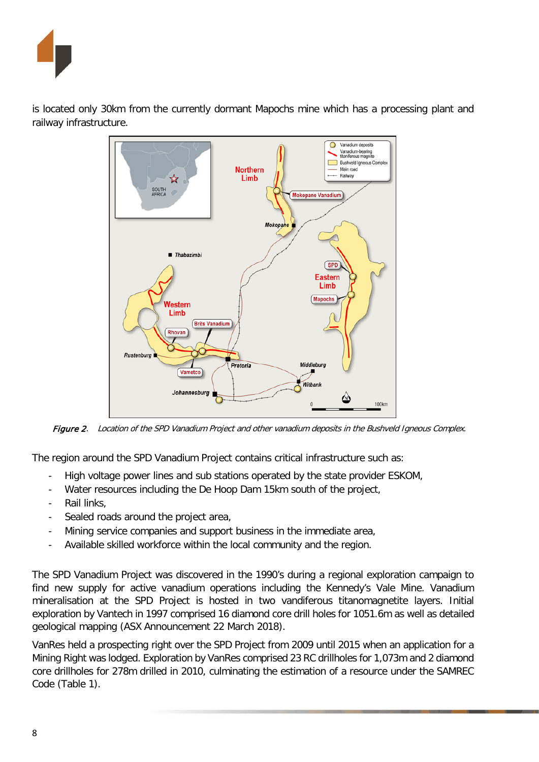is located only 30km from the currently dormant Mapochs mine which has a processing plant and railway infrastructure.

*Figure 2. Location of the SPD Vanadium Project and other vanadium deposits in the Bushveld Igneous Complex.*

The region around the SPD Vanadium Project contains critical infrastructure such as:

- High voltage power lines and sub stations operated by the state provider ESKOM,
- Water resources including the De Hoop Dam 15km south of the project,
- Rail links,
- Sealed roads around the project area,
- Mining service companies and support business in the immediate area,
- Available skilled workforce within the local community and the region.

The SPD Vanadium Project was discovered in the 1990's during a regional exploration campaign to find new supply for active vanadium operations including the Kennedy's Vale Mine. Vanadium mineralisation at the SPD Project is hosted in two vandiferous titanomagnetite layers. Initial exploration by Vantech in 1997 comprised 16 diamond core drill holes for 1051.6m as well as detailed geological mapping (ASX Announcement 22 March 2018).

VanRes held a prospecting right over the SPD Project from 2009 until 2015 when an application for a Mining Right was lodged. Exploration by VanRes comprised 23 RC drillholes for 1,073m and 2 diamond core drillholes for 278m drilled in 2010, culminating the estimation of a resource under the SAMREC Code (Table 1).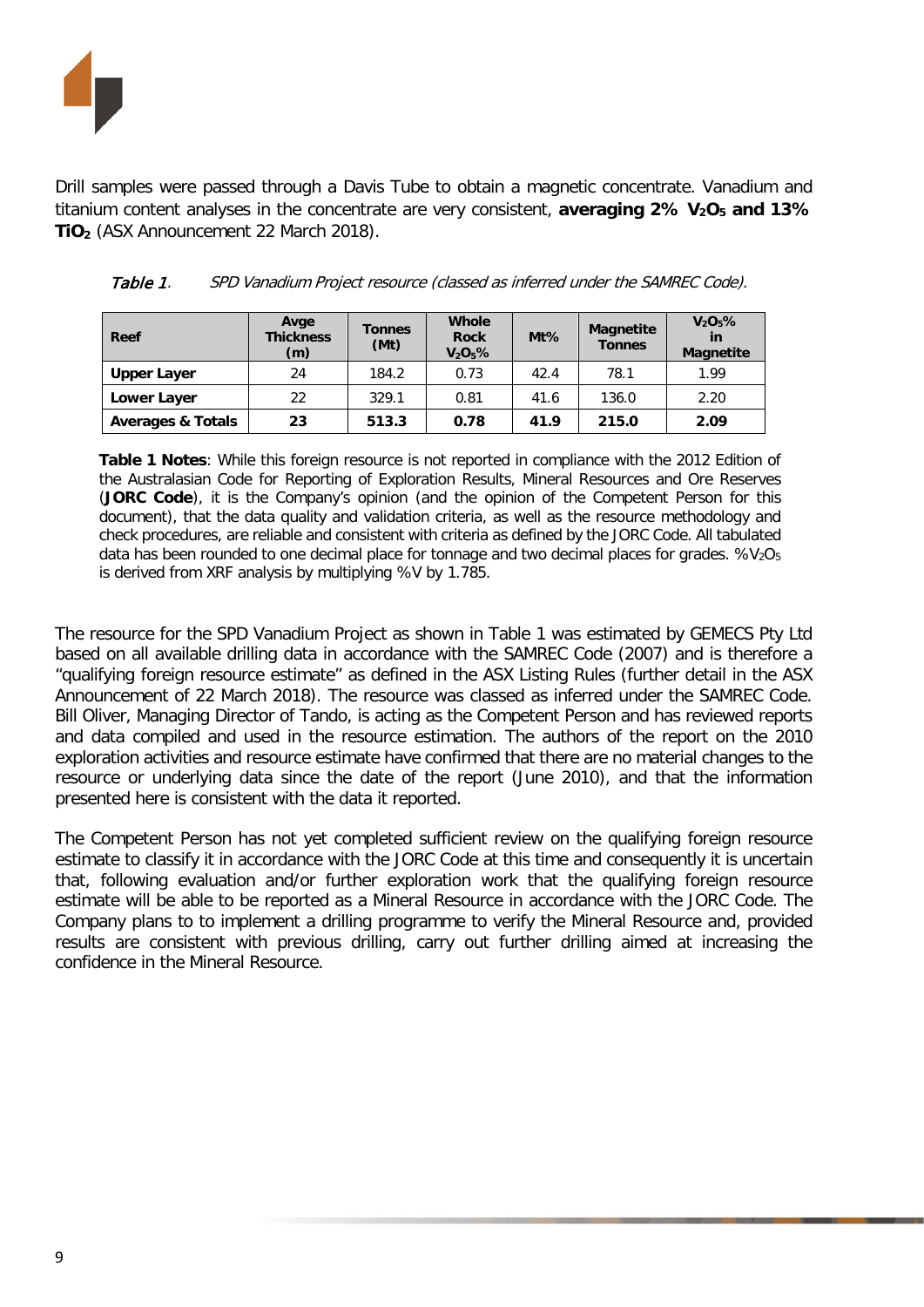Drill samples were passed through a Davis Tube to obtain a magnetic concentrate. Vanadium and titanium content analyses in the concentrate are very consistent, **averaging 2% $V_2O_5$ and 13% $TiO_2$** (ASX Announcement 22 March 2018).

*Table 1. SPD Vanadium Project resource (classed as inferred under the SAMREC Code).*

| Reef | Avge Thickness (m) | Tonnes (Mt) | Whole Rock $V_2O_5$% | Mt% | Magnetite Tonnes | $V_2O_5$% in Magnetite |
|---|---|---|---|---|---|---|
| **Upper Layer** | 24 | 184.2 | 0.73 | 42.4 | 78.1 | 1.99 |
| **Lower Layer** | 22 | 329.1 | 0.81 | 41.6 | 136.0 | 2.20 |
| **Averages & Totals** | **23** | **513.3** | **0.78** | **41.9** | **215.0** | **2.09** |

**Table 1 Notes**: While this foreign resource is not reported in compliance with the 2012 Edition of the Australasian Code for Reporting of Exploration Results, Mineral Resources and Ore Reserves (**JORC Code**), it is the Company's opinion (and the opinion of the Competent Person for this document), that the data quality and validation criteria, as well as the resource methodology and check procedures, are reliable and consistent with criteria as defined by the JORC Code. All tabulated data has been rounded to one decimal place for tonnage and two decimal places for grades. %$V_2O_5$ is derived from XRF analysis by multiplying %V by 1.785.

The resource for the SPD Vanadium Project as shown in Table 1 was estimated by GEMECS Pty Ltd based on all available drilling data in accordance with the SAMREC Code (2007) and is therefore a "qualifying foreign resource estimate" as defined in the ASX Listing Rules (further detail in the ASX Announcement of 22 March 2018). The resource was classed as inferred under the SAMREC Code. Bill Oliver, Managing Director of Tando, is acting as the Competent Person and has reviewed reports and data compiled and used in the resource estimation. The authors of the report on the 2010 exploration activities and resource estimate have confirmed that there are no material changes to the resource or underlying data since the date of the report (June 2010), and that the information presented here is consistent with the data it reported.

The Competent Person has not yet completed sufficient review on the qualifying foreign resource estimate to classify it in accordance with the JORC Code at this time and consequently it is uncertain that, following evaluation and/or further exploration work that the qualifying foreign resource estimate will be able to be reported as a Mineral Resource in accordance with the JORC Code. The Company plans to to implement a drilling programme to verify the Mineral Resource and, provided results are consistent with previous drilling, carry out further drilling aimed at increasing the confidence in the Mineral Resource.